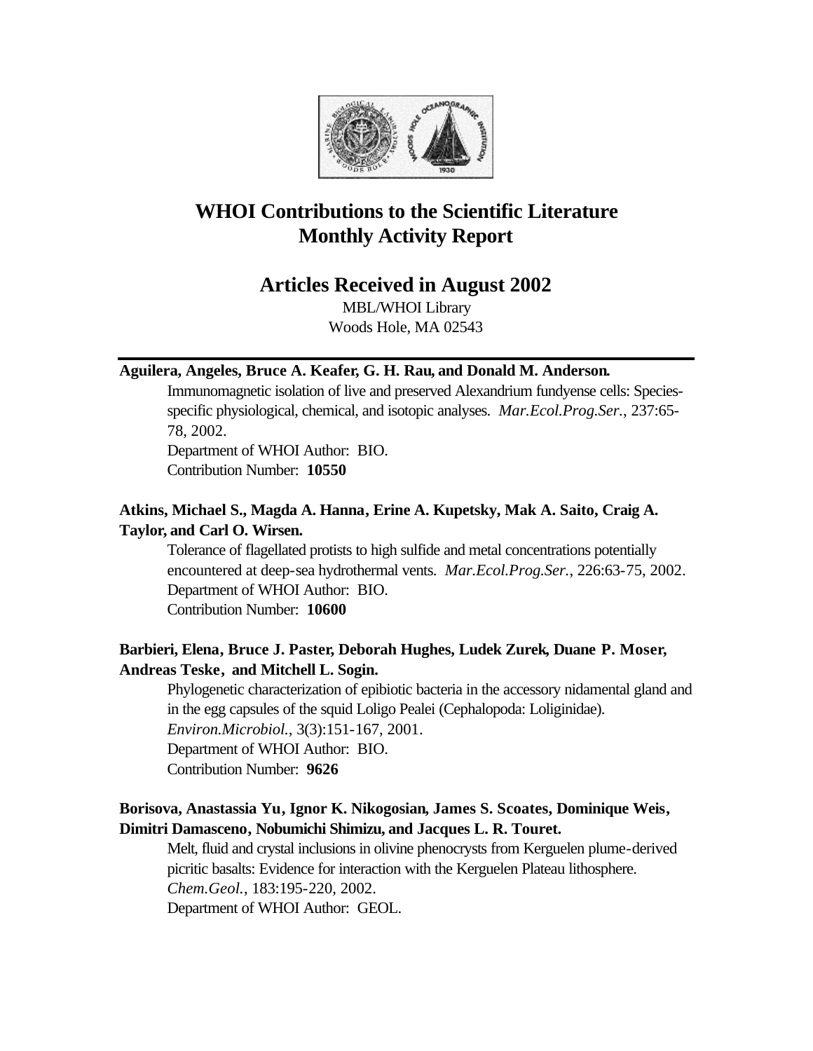# WHOI Contributions to the Scientific Literature Monthly Activity Report

## Articles Received in August 2002

MBL/WHOI Library
Woods Hole, MA 02543

---

**Aguilera, Angeles, Bruce A. Keafer, G. H. Rau, and Donald M. Anderson.**

Immunomagnetic isolation of live and preserved Alexandrium fundyense cells: Species-specific physiological, chemical, and isotopic analyses. *Mar.Ecol.Prog.Ser.*, 237:65-78, 2002.
Department of WHOI Author: BIO.
Contribution Number: **10550**

**Atkins, Michael S., Magda A. Hanna, Erine A. Kupetsky, Mak A. Saito, Craig A. Taylor, and Carl O. Wirsen.**

Tolerance of flagellated protists to high sulfide and metal concentrations potentially encountered at deep-sea hydrothermal vents. *Mar.Ecol.Prog.Ser.*, 226:63-75, 2002.
Department of WHOI Author: BIO.
Contribution Number: **10600**

**Barbieri, Elena, Bruce J. Paster, Deborah Hughes, Ludek Zurek, Duane P. Moser, Andreas Teske, and Mitchell L. Sogin.**

Phylogenetic characterization of epibiotic bacteria in the accessory nidamental gland and in the egg capsules of the squid Loligo Pealei (Cephalopoda: Loliginidae). *Environ.Microbiol.*, 3(3):151-167, 2001.
Department of WHOI Author: BIO.
Contribution Number: **9626**

**Borisova, Anastassia Yu, Ignor K. Nikogosian, James S. Scoates, Dominique Weis, Dimitri Damasceno, Nobumichi Shimizu, and Jacques L. R. Touret.**

Melt, fluid and crystal inclusions in olivine phenocrysts from Kerguelen plume-derived picritic basalts: Evidence for interaction with the Kerguelen Plateau lithosphere. *Chem.Geol.*, 183:195-220, 2002.
Department of WHOI Author: GEOL.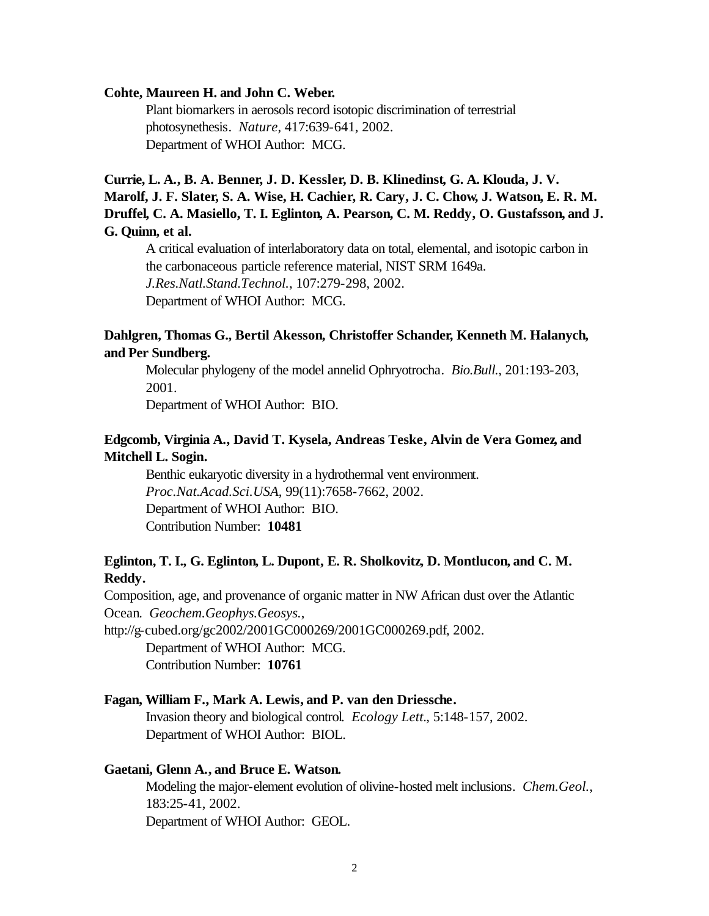**Cohte, Maureen H. and John C. Weber.**

Plant biomarkers in aerosols record isotopic discrimination of terrestrial photosynethesis. *Nature*, 417:639-641, 2002.
Department of WHOI Author: MCG.

**Currie, L. A., B. A. Benner, J. D. Kessler, D. B. Klinedinst, G. A. Klouda, J. V. Marolf, J. F. Slater, S. A. Wise, H. Cachier, R. Cary, J. C. Chow, J. Watson, E. R. M. Druffel, C. A. Masiello, T. I. Eglinton, A. Pearson, C. M. Reddy, O. Gustafsson, and J. G. Quinn, et al.**

A critical evaluation of interlaboratory data on total, elemental, and isotopic carbon in the carbonaceous particle reference material, NIST SRM 1649a. *J.Res.Natl.Stand.Technol.*, 107:279-298, 2002.
Department of WHOI Author: MCG.

**Dahlgren, Thomas G., Bertil Akesson, Christoffer Schander, Kenneth M. Halanych, and Per Sundberg.**

Molecular phylogeny of the model annelid Ophryotrocha. *Bio.Bull.*, 201:193-203, 2001.
Department of WHOI Author: BIO.

**Edgcomb, Virginia A., David T. Kysela, Andreas Teske, Alvin de Vera Gomez, and Mitchell L. Sogin.**

Benthic eukaryotic diversity in a hydrothermal vent environment. *Proc.Nat.Acad.Sci.USA*, 99(11):7658-7662, 2002.
Department of WHOI Author: BIO.
Contribution Number: **10481**

**Eglinton, T. I., G. Eglinton, L. Dupont, E. R. Sholkovitz, D. Montlucon, and C. M. Reddy.**

Composition, age, and provenance of organic matter in NW African dust over the Atlantic Ocean. *Geochem.Geophys.Geosys.*, http://g-cubed.org/gc2002/2001GC000269/2001GC000269.pdf, 2002.
Department of WHOI Author: MCG.
Contribution Number: **10761**

**Fagan, William F., Mark A. Lewis, and P. van den Driessche.**

Invasion theory and biological control. *Ecology Lett.*, 5:148-157, 2002.
Department of WHOI Author: BIOL.

**Gaetani, Glenn A., and Bruce E. Watson.**

Modeling the major-element evolution of olivine-hosted melt inclusions. *Chem.Geol.*, 183:25-41, 2002.
Department of WHOI Author: GEOL.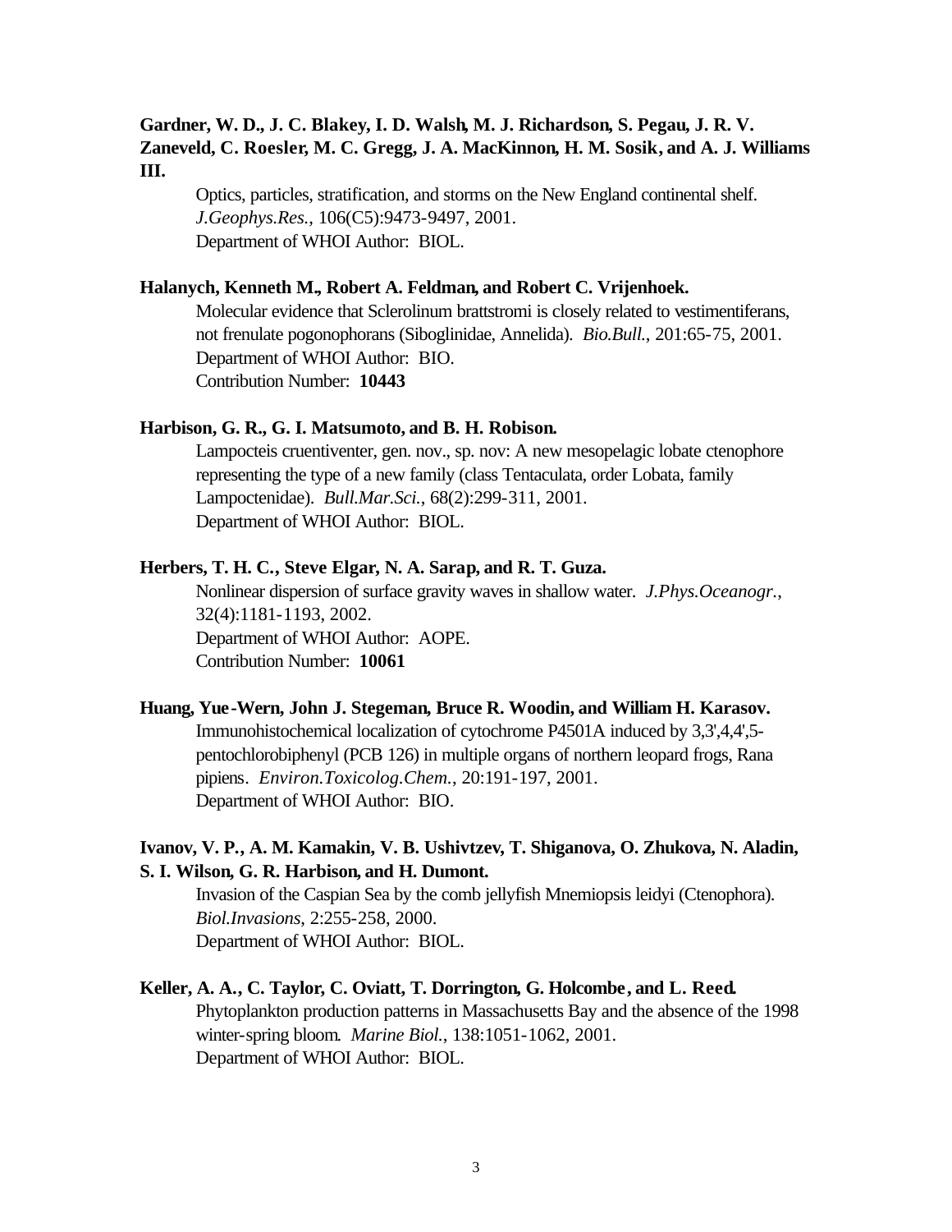**Gardner, W. D., J. C. Blakey, I. D. Walsh, M. J. Richardson, S. Pegau, J. R. V. Zaneveld, C. Roesler, M. C. Gregg, J. A. MacKinnon, H. M. Sosik, and A. J. Williams III.**

Optics, particles, stratification, and storms on the New England continental shelf. *J.Geophys.Res.*, 106(C5):9473-9497, 2001.
Department of WHOI Author: BIOL.

**Halanych, Kenneth M., Robert A. Feldman, and Robert C. Vrijenhoek.**

Molecular evidence that Sclerolinum brattstromi is closely related to vestimentiferans, not frenulate pogonophorans (Siboglinidae, Annelida). *Bio.Bull.*, 201:65-75, 2001.
Department of WHOI Author: BIO.
Contribution Number: **10443**

**Harbison, G. R., G. I. Matsumoto, and B. H. Robison.**

Lampocteis cruentiventer, gen. nov., sp. nov: A new mesopelagic lobate ctenophore representing the type of a new family (class Tentaculata, order Lobata, family Lampoctenidae). *Bull.Mar.Sci.*, 68(2):299-311, 2001.
Department of WHOI Author: BIOL.

**Herbers, T. H. C., Steve Elgar, N. A. Sarap, and R. T. Guza.**

Nonlinear dispersion of surface gravity waves in shallow water. *J.Phys.Oceanogr.*, 32(4):1181-1193, 2002.
Department of WHOI Author: AOPE.
Contribution Number: **10061**

**Huang, Yue-Wern, John J. Stegeman, Bruce R. Woodin, and William H. Karasov.**

Immunohistochemical localization of cytochrome P4501A induced by 3,3',4,4',5-pentochlorobiphenyl (PCB 126) in multiple organs of northern leopard frogs, Rana pipiens. *Environ.Toxicolog.Chem.*, 20:191-197, 2001.
Department of WHOI Author: BIO.

**Ivanov, V. P., A. M. Kamakin, V. B. Ushivtzev, T. Shiganova, O. Zhukova, N. Aladin, S. I. Wilson, G. R. Harbison, and H. Dumont.**

Invasion of the Caspian Sea by the comb jellyfish Mnemiopsis leidyi (Ctenophora). *Biol.Invasions*, 2:255-258, 2000.
Department of WHOI Author: BIOL.

**Keller, A. A., C. Taylor, C. Oviatt, T. Dorrington, G. Holcombe, and L. Reed.**

Phytoplankton production patterns in Massachusetts Bay and the absence of the 1998 winter-spring bloom. *Marine Biol.*, 138:1051-1062, 2001.
Department of WHOI Author: BIOL.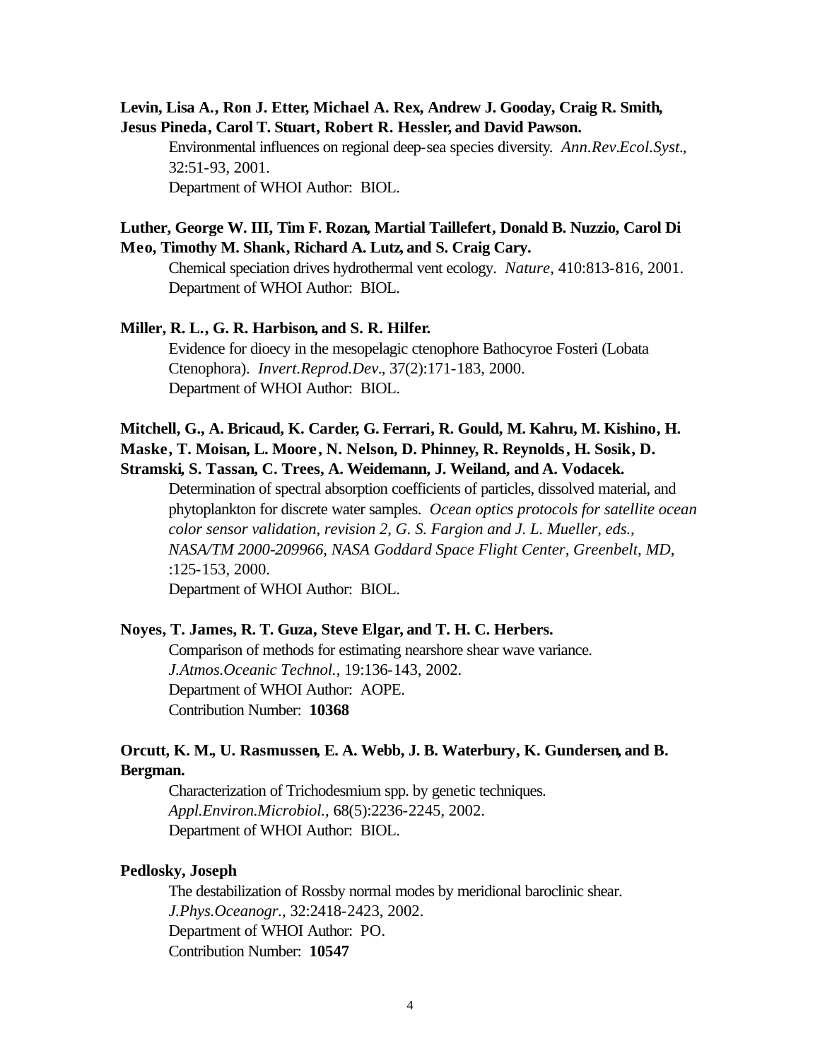**Levin, Lisa A., Ron J. Etter, Michael A. Rex, Andrew J. Gooday, Craig R. Smith, Jesus Pineda, Carol T. Stuart, Robert R. Hessler, and David Pawson.**

Environmental influences on regional deep-sea species diversity. *Ann.Rev.Ecol.Syst.*, 32:51-93, 2001.
Department of WHOI Author: BIOL.

**Luther, George W. III, Tim F. Rozan, Martial Taillefert, Donald B. Nuzzio, Carol Di Meo, Timothy M. Shank, Richard A. Lutz, and S. Craig Cary.**

Chemical speciation drives hydrothermal vent ecology. *Nature*, 410:813-816, 2001.
Department of WHOI Author: BIOL.

**Miller, R. L., G. R. Harbison, and S. R. Hilfer.**

Evidence for dioecy in the mesopelagic ctenophore Bathocyroe Fosteri (Lobata Ctenophora). *Invert.Reprod.Dev.*, 37(2):171-183, 2000.
Department of WHOI Author: BIOL.

**Mitchell, G., A. Bricaud, K. Carder, G. Ferrari, R. Gould, M. Kahru, M. Kishino, H. Maske, T. Moisan, L. Moore, N. Nelson, D. Phinney, R. Reynolds, H. Sosik, D. Stramski, S. Tassan, C. Trees, A. Weidemann, J. Weiland, and A. Vodacek.**

Determination of spectral absorption coefficients of particles, dissolved material, and phytoplankton for discrete water samples. *Ocean optics protocols for satellite ocean color sensor validation, revision 2, G. S. Fargion and J. L. Mueller, eds., NASA/TM 2000-209966, NASA Goddard Space Flight Center, Greenbelt, MD,* :125-153, 2000.
Department of WHOI Author: BIOL.

**Noyes, T. James, R. T. Guza, Steve Elgar, and T. H. C. Herbers.**

Comparison of methods for estimating nearshore shear wave variance. *J.Atmos.Oceanic Technol.*, 19:136-143, 2002.
Department of WHOI Author: AOPE.
Contribution Number: **10368**

**Orcutt, K. M., U. Rasmussen, E. A. Webb, J. B. Waterbury, K. Gundersen, and B. Bergman.**

Characterization of Trichodesmium spp. by genetic techniques. *Appl.Environ.Microbiol.*, 68(5):2236-2245, 2002.
Department of WHOI Author: BIOL.

**Pedlosky, Joseph**

The destabilization of Rossby normal modes by meridional baroclinic shear. *J.Phys.Oceanogr.*, 32:2418-2423, 2002.
Department of WHOI Author: PO.
Contribution Number: **10547**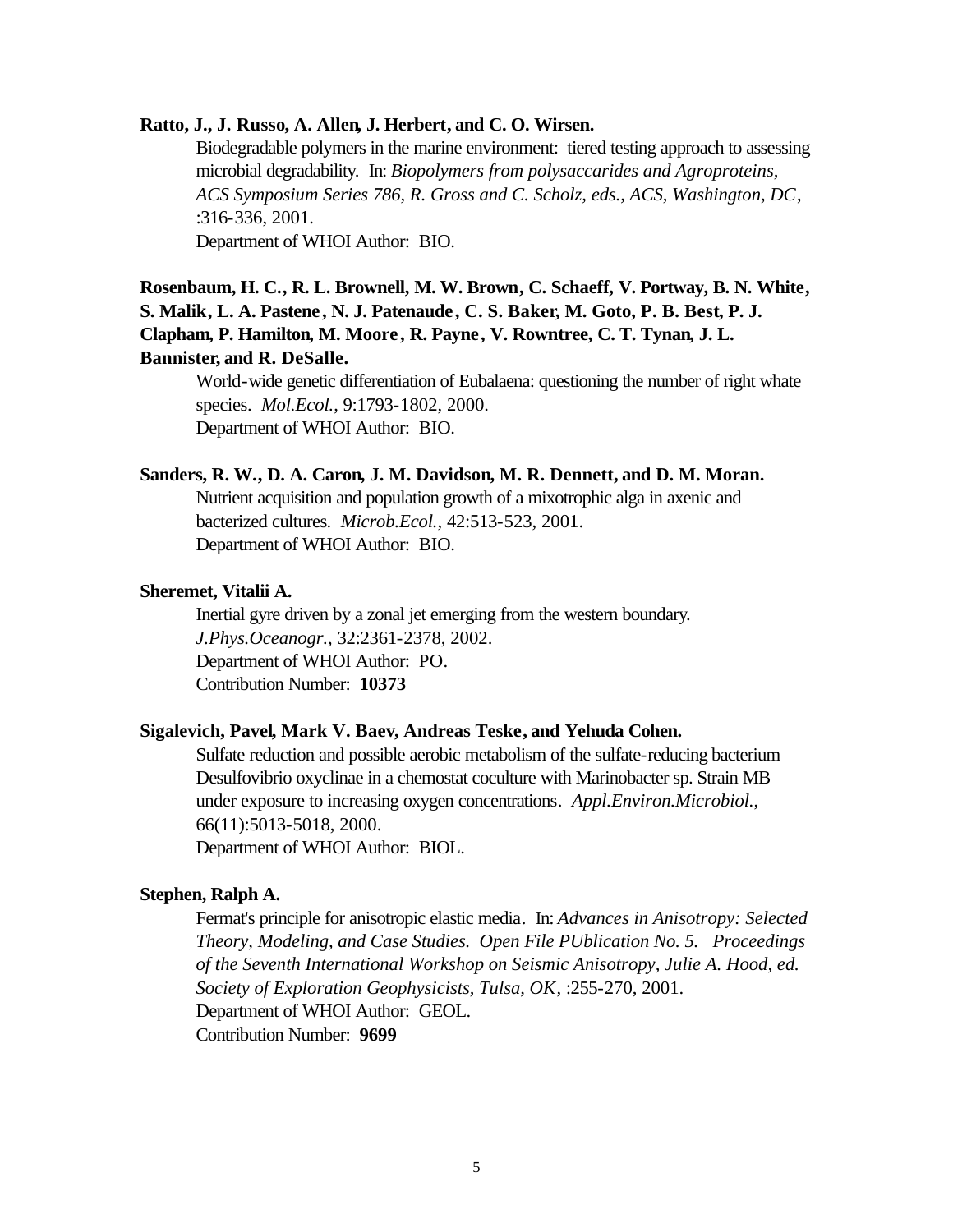**Ratto, J., J. Russo, A. Allen, J. Herbert, and C. O. Wirsen.**

Biodegradable polymers in the marine environment: tiered testing approach to assessing microbial degradability. In: *Biopolymers from polysaccarides and Agroproteins, ACS Symposium Series 786, R. Gross and C. Scholz, eds., ACS, Washington, DC*, :316-336, 2001.
Department of WHOI Author: BIO.

**Rosenbaum, H. C., R. L. Brownell, M. W. Brown, C. Schaeff, V. Portway, B. N. White, S. Malik, L. A. Pastene, N. J. Patenaude, C. S. Baker, M. Goto, P. B. Best, P. J. Clapham, P. Hamilton, M. Moore, R. Payne, V. Rowntree, C. T. Tynan, J. L. Bannister, and R. DeSalle.**

World-wide genetic differentiation of Eubalaena: questioning the number of right whate species. *Mol.Ecol.*, 9:1793-1802, 2000.
Department of WHOI Author: BIO.

**Sanders, R. W., D. A. Caron, J. M. Davidson, M. R. Dennett, and D. M. Moran.**

Nutrient acquisition and population growth of a mixotrophic alga in axenic and bacterized cultures. *Microb.Ecol.*, 42:513-523, 2001.
Department of WHOI Author: BIO.

**Sheremet, Vitalii A.**

Inertial gyre driven by a zonal jet emerging from the western boundary. *J.Phys.Oceanogr.*, 32:2361-2378, 2002.
Department of WHOI Author: PO.
Contribution Number: **10373**

**Sigalevich, Pavel, Mark V. Baev, Andreas Teske, and Yehuda Cohen.**

Sulfate reduction and possible aerobic metabolism of the sulfate-reducing bacterium Desulfovibrio oxyclinae in a chemostat coculture with Marinobacter sp. Strain MB under exposure to increasing oxygen concentrations. *Appl.Environ.Microbiol.*, 66(11):5013-5018, 2000.
Department of WHOI Author: BIOL.

**Stephen, Ralph A.**

Fermat's principle for anisotropic elastic media. In: *Advances in Anisotropy: Selected Theory, Modeling, and Case Studies. Open File PUblication No. 5. Proceedings of the Seventh International Workshop on Seismic Anisotropy, Julie A. Hood, ed. Society of Exploration Geophysicists, Tulsa, OK*, :255-270, 2001.
Department of WHOI Author: GEOL.
Contribution Number: **9699**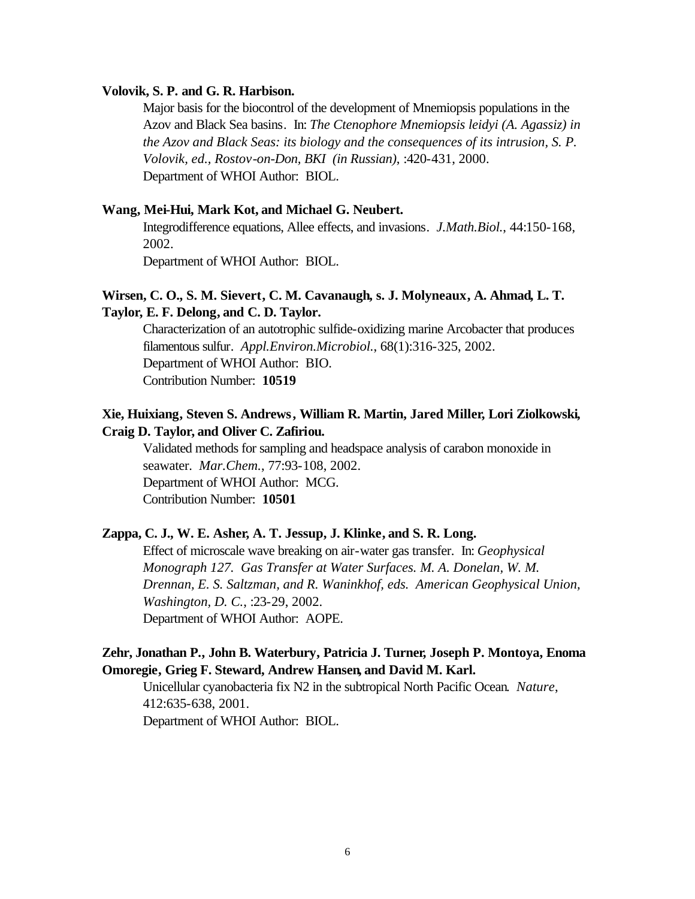**Volovik, S. P. and G. R. Harbison.**

Major basis for the biocontrol of the development of Mnemiopsis populations in the Azov and Black Sea basins. In: *The Ctenophore Mnemiopsis leidyi (A. Agassiz) in the Azov and Black Seas: its biology and the consequences of its intrusion, S. P. Volovik, ed., Rostov-on-Don, BKI (in Russian)*, :420-431, 2000.
Department of WHOI Author: BIOL.

**Wang, Mei-Hui, Mark Kot, and Michael G. Neubert.**

Integrodifference equations, Allee effects, and invasions. *J.Math.Biol.*, 44:150-168, 2002.
Department of WHOI Author: BIOL.

**Wirsen, C. O., S. M. Sievert, C. M. Cavanaugh, s. J. Molyneaux, A. Ahmad, L. T. Taylor, E. F. Delong, and C. D. Taylor.**

Characterization of an autotrophic sulfide-oxidizing marine Arcobacter that produces filamentous sulfur. *Appl.Environ.Microbiol.*, 68(1):316-325, 2002.
Department of WHOI Author: BIO.
Contribution Number: **10519**

**Xie, Huixiang, Steven S. Andrews, William R. Martin, Jared Miller, Lori Ziolkowski, Craig D. Taylor, and Oliver C. Zafiriou.**

Validated methods for sampling and headspace analysis of carabon monoxide in seawater. *Mar.Chem.*, 77:93-108, 2002.
Department of WHOI Author: MCG.
Contribution Number: **10501**

**Zappa, C. J., W. E. Asher, A. T. Jessup, J. Klinke, and S. R. Long.**

Effect of microscale wave breaking on air-water gas transfer. In: *Geophysical Monograph 127. Gas Transfer at Water Surfaces. M. A. Donelan, W. M. Drennan, E. S. Saltzman, and R. Waninkhof, eds. American Geophysical Union, Washington, D. C.*, :23-29, 2002.
Department of WHOI Author: AOPE.

**Zehr, Jonathan P., John B. Waterbury, Patricia J. Turner, Joseph P. Montoya, Enoma Omoregie, Grieg F. Steward, Andrew Hansen, and David M. Karl.**

Unicellular cyanobacteria fix N2 in the subtropical North Pacific Ocean. *Nature*, 412:635-638, 2001.
Department of WHOI Author: BIOL.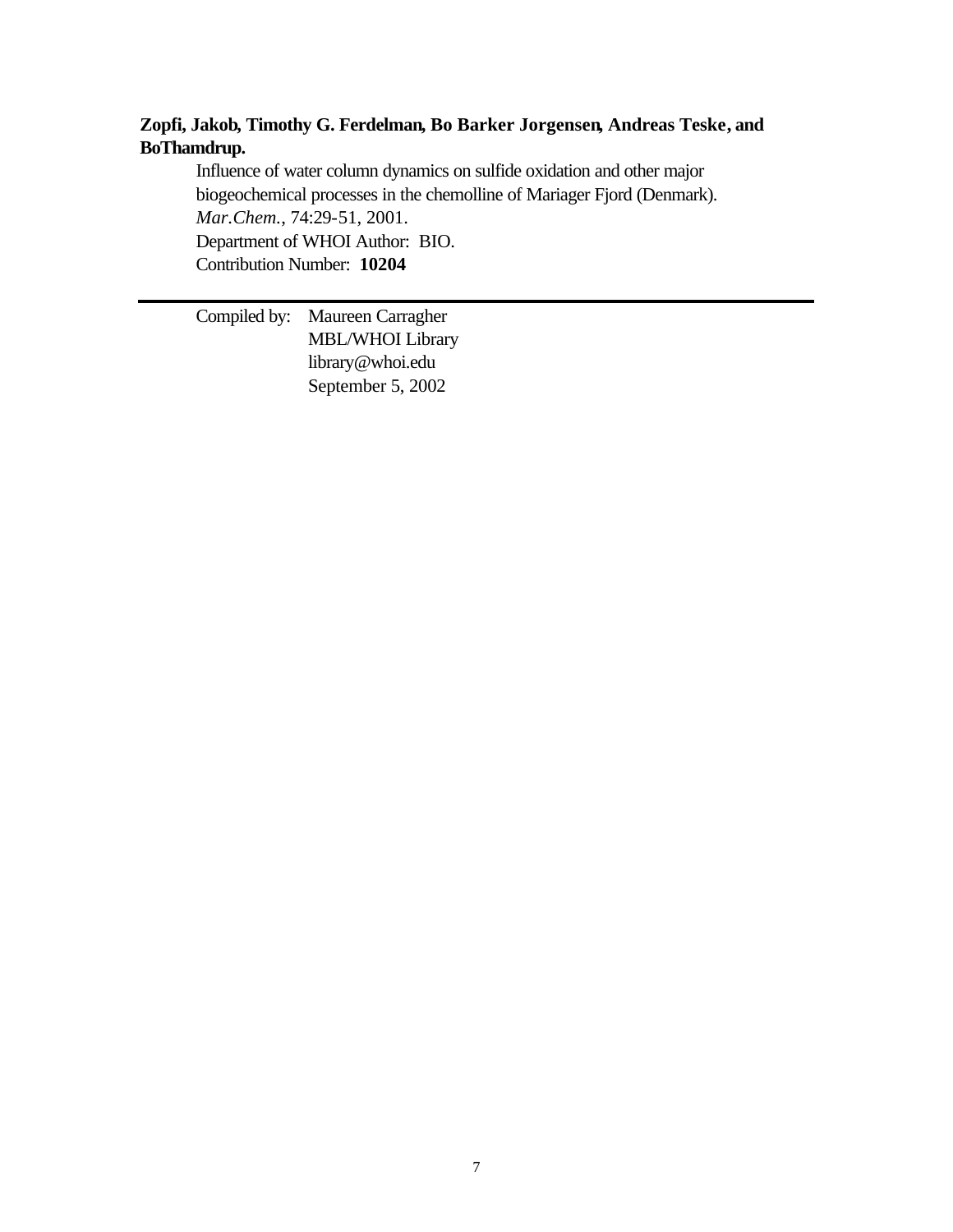**Zopfi, Jakob, Timothy G. Ferdelman, Bo Barker Jorgensen, Andreas Teske, and BoThamdrup.**

Influence of water column dynamics on sulfide oxidation and other major biogeochemical processes in the chemolline of Mariager Fjord (Denmark).
*Mar.Chem.*, 74:29-51, 2001.
Department of WHOI Author: BIO.
Contribution Number: **10204**

---

Compiled by: Maureen Carragher
MBL/WHOI Library
library@whoi.edu
September 5, 2002